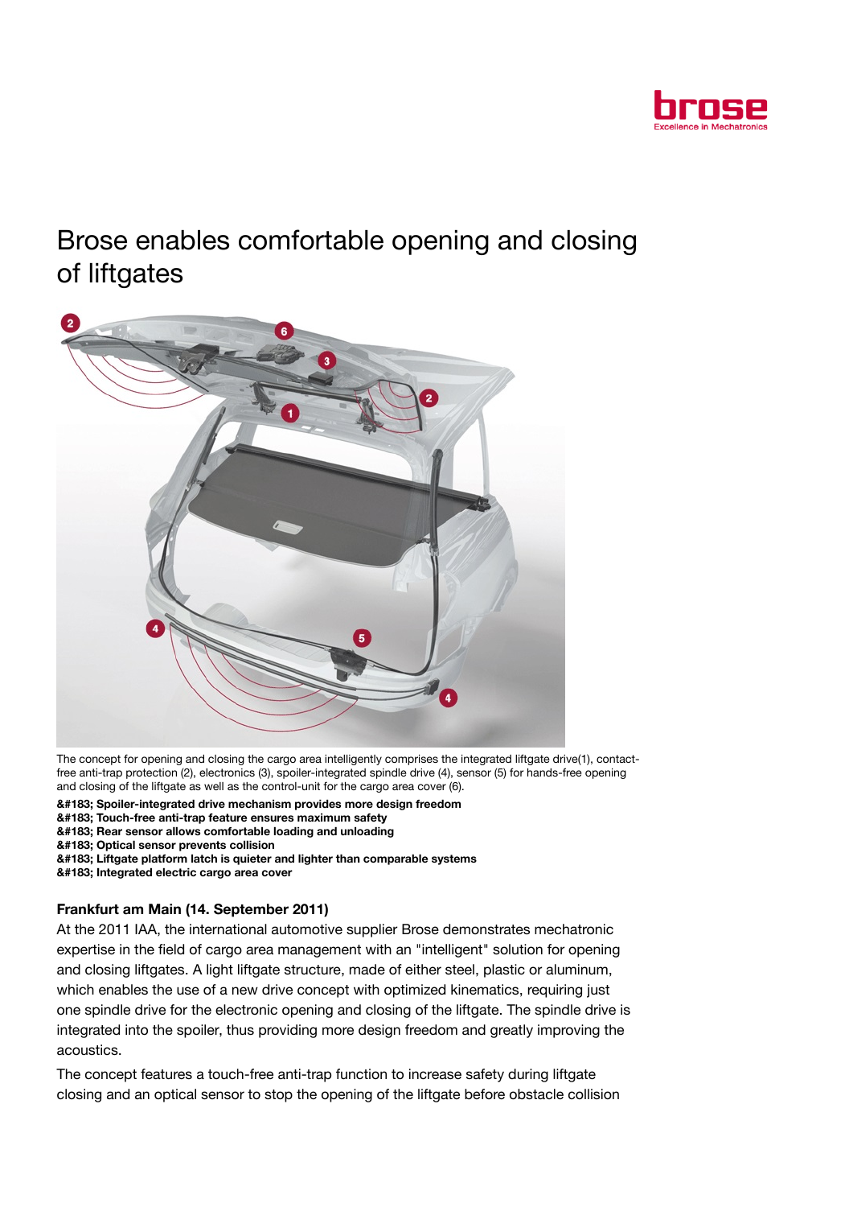# Brose enables comfortable opening and closing of liftgates

The concept for opening and closing the cargo area intelligently comprises the integrated liftgate drive(1), contact-free anti-trap protection (2), electronics (3), spoiler-integrated spindle drive (4), sensor (5) for hands-free opening and closing of the liftgate as well as the control-unit for the cargo area cover (6).

**&#183; Spoiler-integrated drive mechanism provides more design freedom**
**&#183; Touch-free anti-trap feature ensures maximum safety**
**&#183; Rear sensor allows comfortable loading and unloading**
**&#183; Optical sensor prevents collision**
**&#183; Liftgate platform latch is quieter and lighter than comparable systems**
**&#183; Integrated electric cargo area cover**

**Frankfurt am Main (14. September 2011)**

At the 2011 IAA, the international automotive supplier Brose demonstrates mechatronic expertise in the field of cargo area management with an "intelligent" solution for opening and closing liftgates. A light liftgate structure, made of either steel, plastic or aluminum, which enables the use of a new drive concept with optimized kinematics, requiring just one spindle drive for the electronic opening and closing of the liftgate. The spindle drive is integrated into the spoiler, thus providing more design freedom and greatly improving the acoustics.

The concept features a touch-free anti-trap function to increase safety during liftgate closing and an optical sensor to stop the opening of the liftgate before obstacle collision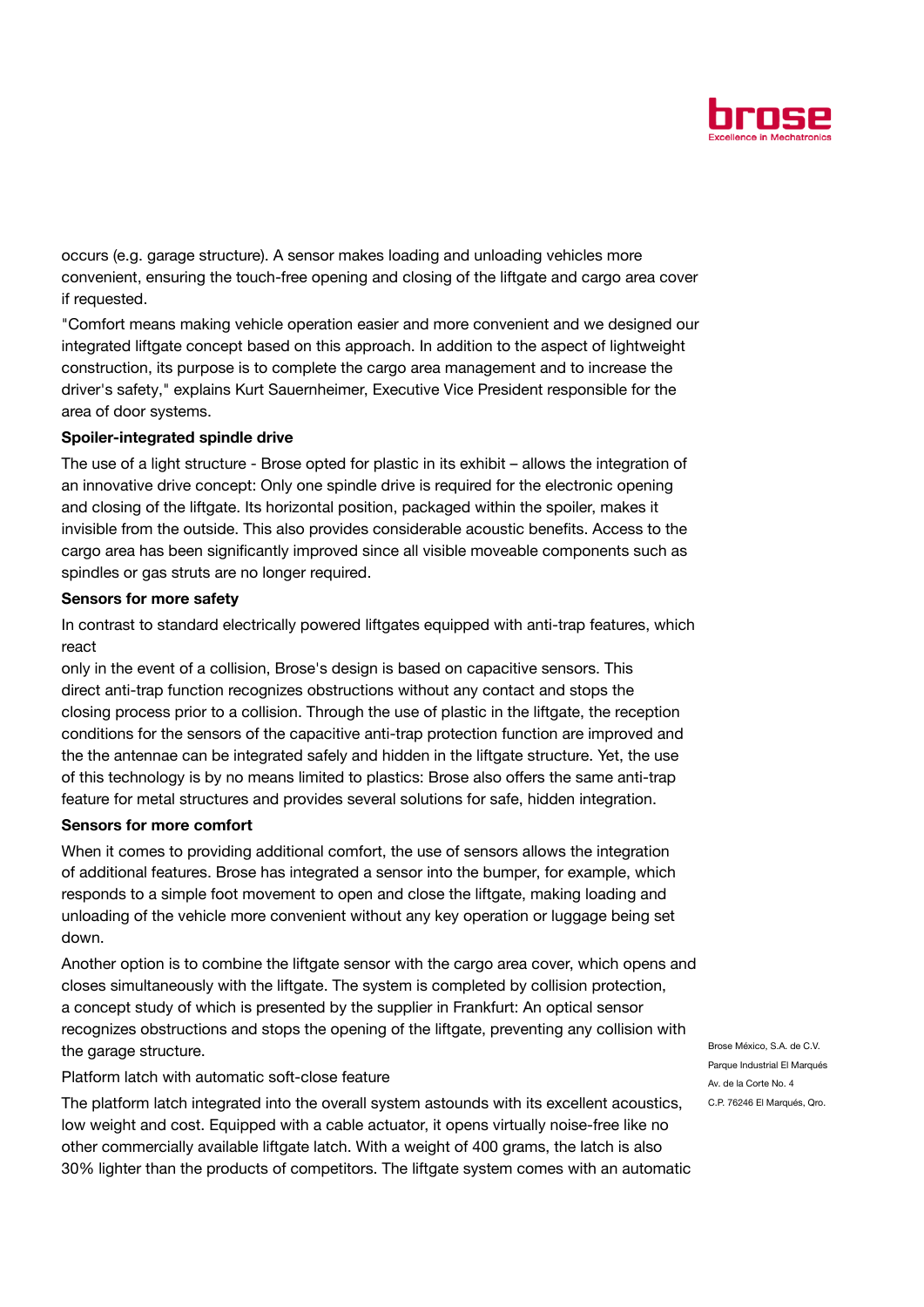occurs (e.g. garage structure). A sensor makes loading and unloading vehicles more convenient, ensuring the touch-free opening and closing of the liftgate and cargo area cover if requested.

"Comfort means making vehicle operation easier and more convenient and we designed our integrated liftgate concept based on this approach. In addition to the aspect of lightweight construction, its purpose is to complete the cargo area management and to increase the driver's safety," explains Kurt Sauernheimer, Executive Vice President responsible for the area of door systems.

**Spoiler-integrated spindle drive**

The use of a light structure - Brose opted for plastic in its exhibit – allows the integration of an innovative drive concept: Only one spindle drive is required for the electronic opening and closing of the liftgate. Its horizontal position, packaged within the spoiler, makes it invisible from the outside. This also provides considerable acoustic benefits. Access to the cargo area has been significantly improved since all visible moveable components such as spindles or gas struts are no longer required.

**Sensors for more safety**

In contrast to standard electrically powered liftgates equipped with anti-trap features, which react
only in the event of a collision, Brose's design is based on capacitive sensors. This direct anti-trap function recognizes obstructions without any contact and stops the closing process prior to a collision. Through the use of plastic in the liftgate, the reception conditions for the sensors of the capacitive anti-trap protection function are improved and the the antennae can be integrated safely and hidden in the liftgate structure. Yet, the use of this technology is by no means limited to plastics: Brose also offers the same anti-trap feature for metal structures and provides several solutions for safe, hidden integration.

**Sensors for more comfort**

When it comes to providing additional comfort, the use of sensors allows the integration of additional features. Brose has integrated a sensor into the bumper, for example, which responds to a simple foot movement to open and close the liftgate, making loading and unloading of the vehicle more convenient without any key operation or luggage being set down.

Another option is to combine the liftgate sensor with the cargo area cover, which opens and closes simultaneously with the liftgate. The system is completed by collision protection, a concept study of which is presented by the supplier in Frankfurt: An optical sensor recognizes obstructions and stops the opening of the liftgate, preventing any collision with the garage structure.

Platform latch with automatic soft-close feature

The platform latch integrated into the overall system astounds with its excellent acoustics, low weight and cost. Equipped with a cable actuator, it opens virtually noise-free like no other commercially available liftgate latch. With a weight of 400 grams, the latch is also 30% lighter than the products of competitors. The liftgate system comes with an automatic

Brose México, S.A. de C.V.
Parque Industrial El Marqués
Av. de la Corte No. 4
C.P. 76246 El Marqués, Qro.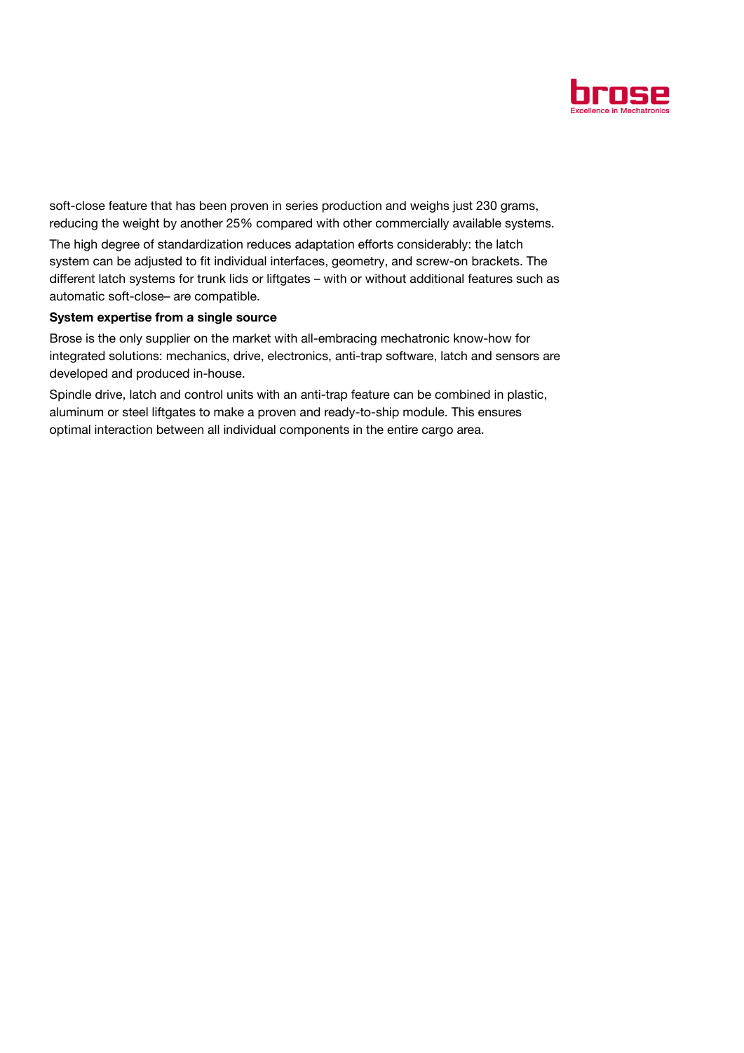soft-close feature that has been proven in series production and weighs just 230 grams, reducing the weight by another 25% compared with other commercially available systems.

The high degree of standardization reduces adaptation efforts considerably: the latch system can be adjusted to fit individual interfaces, geometry, and screw-on brackets. The different latch systems for trunk lids or liftgates – with or without additional features such as automatic soft-close– are compatible.

**System expertise from a single source**

Brose is the only supplier on the market with all-embracing mechatronic know-how for integrated solutions: mechanics, drive, electronics, anti-trap software, latch and sensors are developed and produced in-house.

Spindle drive, latch and control units with an anti-trap feature can be combined in plastic, aluminum or steel liftgates to make a proven and ready-to-ship module. This ensures optimal interaction between all individual components in the entire cargo area.